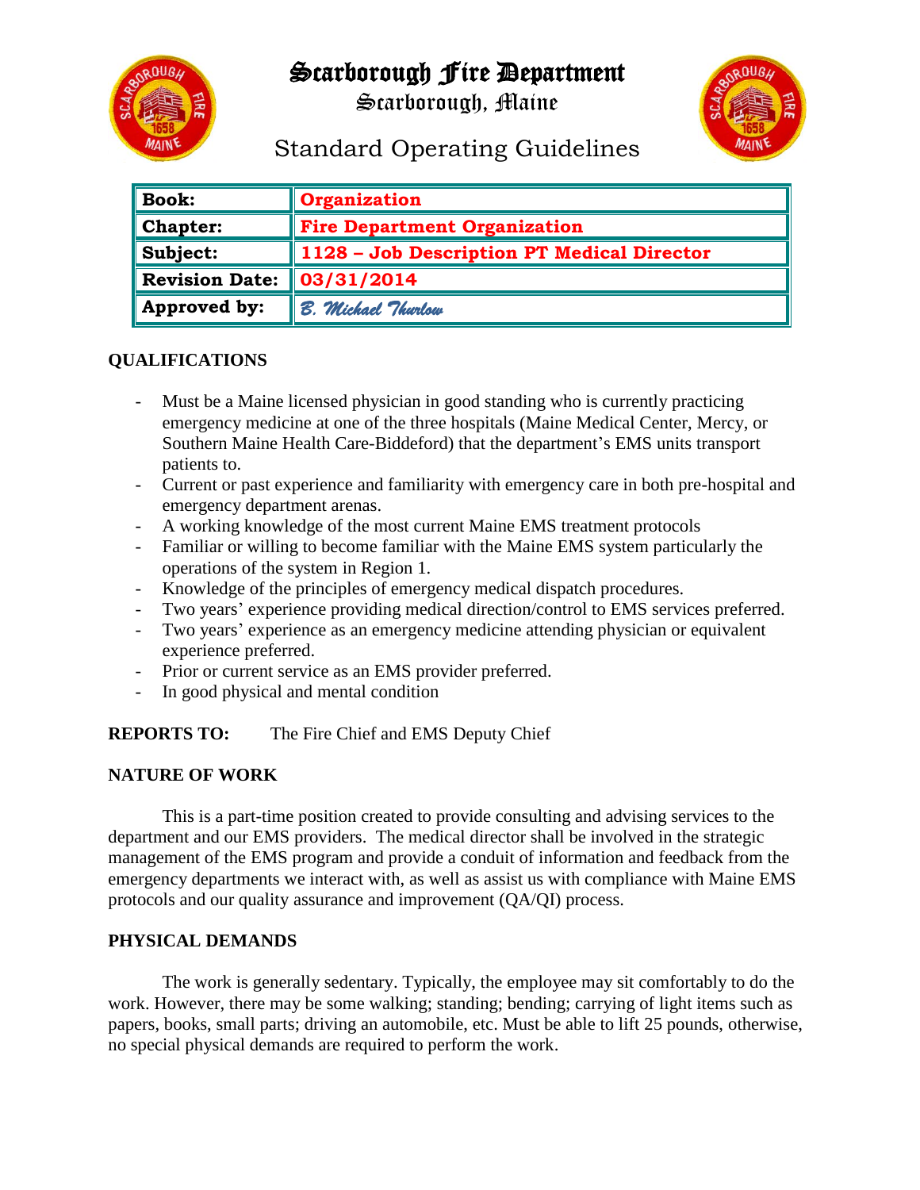# Scarborough Fire Department

## Scarborough, Maine

## Standard Operating Guidelines

| **Book:** | **Organization** |
|---|---|
| **Chapter:** | **Fire Department Organization** |
| **Subject:** | **1128 – Job Description PT Medical Director** |
| **Revision Date:** | **03/31/2014** |
| **Approved by:** | *B. Michael Thurlow* |

**QUALIFICATIONS**

- Must be a Maine licensed physician in good standing who is currently practicing emergency medicine at one of the three hospitals (Maine Medical Center, Mercy, or Southern Maine Health Care-Biddeford) that the department's EMS units transport patients to.
- Current or past experience and familiarity with emergency care in both pre-hospital and emergency department arenas.
- A working knowledge of the most current Maine EMS treatment protocols
- Familiar or willing to become familiar with the Maine EMS system particularly the operations of the system in Region 1.
- Knowledge of the principles of emergency medical dispatch procedures.
- Two years' experience providing medical direction/control to EMS services preferred.
- Two years' experience as an emergency medicine attending physician or equivalent experience preferred.
- Prior or current service as an EMS provider preferred.
- In good physical and mental condition

**REPORTS TO:** The Fire Chief and EMS Deputy Chief

**NATURE OF WORK**

This is a part-time position created to provide consulting and advising services to the department and our EMS providers. The medical director shall be involved in the strategic management of the EMS program and provide a conduit of information and feedback from the emergency departments we interact with, as well as assist us with compliance with Maine EMS protocols and our quality assurance and improvement (QA/QI) process.

**PHYSICAL DEMANDS**

The work is generally sedentary. Typically, the employee may sit comfortably to do the work. However, there may be some walking; standing; bending; carrying of light items such as papers, books, small parts; driving an automobile, etc. Must be able to lift 25 pounds, otherwise, no special physical demands are required to perform the work.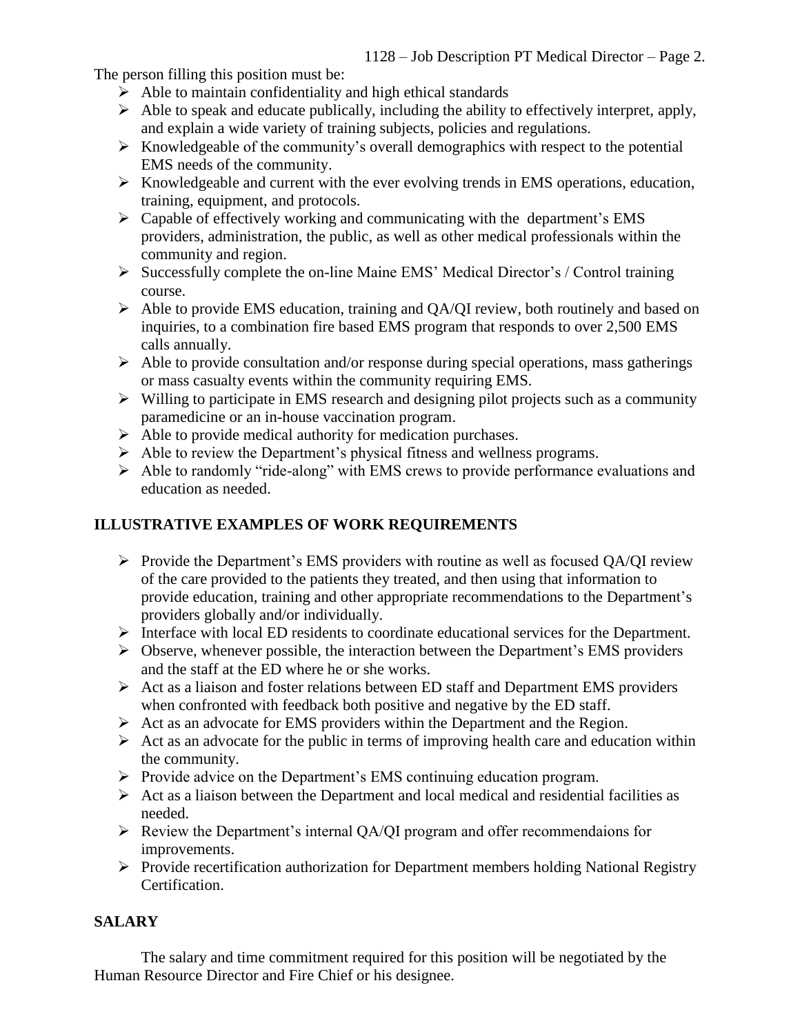The person filling this position must be:

- Able to maintain confidentiality and high ethical standards
- Able to speak and educate publically, including the ability to effectively interpret, apply, and explain a wide variety of training subjects, policies and regulations.
- Knowledgeable of the community's overall demographics with respect to the potential EMS needs of the community.
- Knowledgeable and current with the ever evolving trends in EMS operations, education, training, equipment, and protocols.
- Capable of effectively working and communicating with the department's EMS providers, administration, the public, as well as other medical professionals within the community and region.
- Successfully complete the on-line Maine EMS' Medical Director's / Control training course.
- Able to provide EMS education, training and QA/QI review, both routinely and based on inquiries, to a combination fire based EMS program that responds to over 2,500 EMS calls annually.
- Able to provide consultation and/or response during special operations, mass gatherings or mass casualty events within the community requiring EMS.
- Willing to participate in EMS research and designing pilot projects such as a community paramedicine or an in-house vaccination program.
- Able to provide medical authority for medication purchases.
- Able to review the Department's physical fitness and wellness programs.
- Able to randomly "ride-along" with EMS crews to provide performance evaluations and education as needed.

## ILLUSTRATIVE EXAMPLES OF WORK REQUIREMENTS

- Provide the Department's EMS providers with routine as well as focused QA/QI review of the care provided to the patients they treated, and then using that information to provide education, training and other appropriate recommendations to the Department's providers globally and/or individually.
- Interface with local ED residents to coordinate educational services for the Department.
- Observe, whenever possible, the interaction between the Department's EMS providers and the staff at the ED where he or she works.
- Act as a liaison and foster relations between ED staff and Department EMS providers when confronted with feedback both positive and negative by the ED staff.
- Act as an advocate for EMS providers within the Department and the Region.
- Act as an advocate for the public in terms of improving health care and education within the community.
- Provide advice on the Department's EMS continuing education program.
- Act as a liaison between the Department and local medical and residential facilities as needed.
- Review the Department's internal QA/QI program and offer recommendaions for improvements.
- Provide recertification authorization for Department members holding National Registry Certification.

## SALARY

The salary and time commitment required for this position will be negotiated by the Human Resource Director and Fire Chief or his designee.